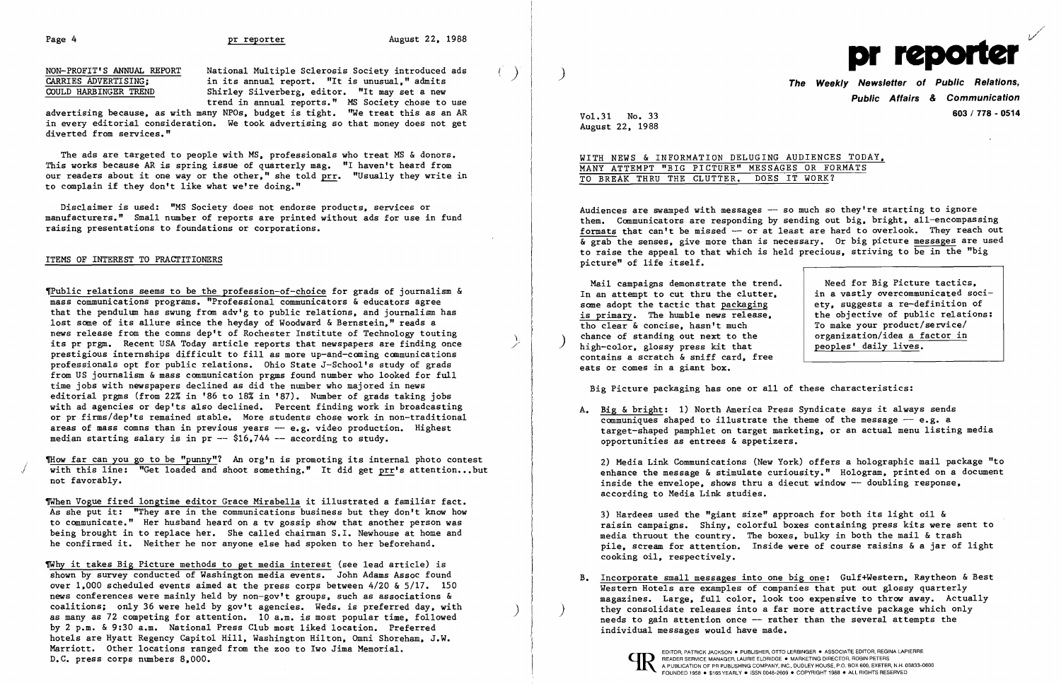NON-PROFIT'S ANNUAL REPORT CARRIES ADVERTISING; COULD HARBINGER TREND

National Multiple Sclerosis Society introduced ads in its annual report. "It is unusual," admits Shirley Silverberg, editor. "It may set a new trend in annual reports." MS Society chose to use advertising because, as with many NPOs, budget is tight. "We treat this as an AR in every editorial consideration. We took advertising so that money does not get diverted from services."

The ads are targeted to people with MS, professionals who treat MS & donors. This works because AR is spring issue of quarterly mag. "I haven't heard from our readers about it one way or the other," she told prr. "Usually they write in to complain if they don't like what we're doing."

Disclaimer is used: "MS Society does not endorse products, services or manufacturers." Small number of reports are printed without ads for use in fund raising presentations to foundations or corporations.

## ITEMS OF INTEREST TO PRACTITIONERS

¶Public relations seems to be the profession-of-choice for grads of journalism & mass communications programs. "Professional communicators & educators agree that the pendulum has swung from adv'g to public relations, and journalism has lost some of its allure since the heyday of Woodward & Bernstein," reads a news release from the comns dep't of Rochester Institute of Technology touting its pr prgm. Recent USA Today article reports that newspapers are finding once prestigious internships difficult to fill as more up-and-coming communications professionals opt for public relations. Ohio State J-School's study of grads from US journalism & mass communication prgms found number who looked for full time jobs with newspapers declined as did the number who majored in news editorial prgms (from 22% in '86 to 18% in '87). Number of grads taking jobs with ad agencies or dep'ts also declined. Percent finding work in broadcasting or pr firms/dep'ts remained stable. More students chose work in non-traditional areas of mass comns than in previous years -- e.g. video production. Highest median starting salary is in pr -- $16,744 -- according to study.

¶How far can you go to be "punny"? An org'n is promoting its internal photo contest with this line: "Get loaded and shoot something." It did get prr's attention...but not favorably.

¶When Vogue fired longtime editor Grace Mirabella it illustrated a familiar fact. As she put it: "They are in the communications business but they don't know how to communicate." Her husband heard on a tv gossip show that another person was being brought in to replace her. She called chairman S.I. Newhouse at home and he confirmed it. Neither he nor anyone else had spoken to her beforehand.

¶Why it takes Big Picture methods to get media interest (see lead article) is shown by survey conducted of Washington media events. John Adams Assoc found over 1,000 scheduled events aimed at the press corps between 4/20 & 5/17. 150 news conferences were mainly held by non-gov't groups, such as associations & coalitions; only 36 were held by gov't agencies. Weds. is preferred day, with as many as 72 competing for attention. 10 a.m. is most popular time, followed by 2 p.m. & 9:30 a.m. National Press Club most liked location. Preferred hotels are Hyatt Regency Capitol Hill, Washington Hilton, Omni Shoreham, J.W. Marriott. Other locations ranged from the zoo to Iwo Jima Memorial. D.C. press corps numbers 8,000.

# pr reporter

**The Weekly Newsletter of Public Relations, Public Affairs & Communication**

603 / 778 - 0514

Vol.31 No. 33
August 22, 1988

## WITH NEWS & INFORMATION DELUGING AUDIENCES TODAY, MANY ATTEMPT "BIG PICTURE" MESSAGES OR FORMATS TO BREAK THRU THE CLUTTER. DOES IT WORK?

Audiences are swamped with messages -- so much so they're starting to ignore them. Communicators are responding by sending out big, bright, all-encompassing formats that can't be missed -- or at least are hard to overlook. They reach out & grab the senses, give more than is necessary. Or big picture messages are used to raise the appeal to that which is held precious, striving to be in the "big picture" of life itself.

> Need for Big Picture tactics, in a vastly overcommunicated society, suggests a re-definition of the objective of public relations: To make your product/service/organization/idea a factor in peoples' daily lives.

Mail campaigns demonstrate the trend. In an attempt to cut thru the clutter, some adopt the tactic that packaging is primary. The humble news release, tho clear & concise, hasn't much chance of standing out next to the high-color, glossy press kit that contains a scratch & sniff card, free eats or comes in a giant box.

Big Picture packaging has one or all of these characteristics:

A. Big & bright: 1) North America Press Syndicate says it always sends communiques shaped to illustrate the theme of the message -- e.g. a target-shaped pamphlet on target marketing, or an actual menu listing media opportunities as entrees & appetizers.

2) Media Link Communications (New York) offers a holographic mail package "to enhance the message & stimulate curiousity." Hologram, printed on a document inside the envelope, shows thru a diecut window -- doubling response, according to Media Link studies.

3) Hardees used the "giant size" approach for both its light oil & raisin campaigns. Shiny, colorful boxes containing press kits were sent to media thruout the country. The boxes, bulky in both the mail & trash pile, scream for attention. Inside were of course raisins & a jar of light cooking oil, respectively.

B. Incorporate small messages into one big one: Gulf+Western, Raytheon & Best Western Hotels are examples of companies that put out glossy quarterly magazines. Large, full color, look too expensive to throw away. Actually they consolidate releases into a far more attractive package which only needs to gain attention once -- rather than the several attempts the individual messages would have made.

EDITOR, PATRICK JACKSON • PUBLISHER, OTTO LERBINGER • ASSOCIATE EDITOR, REGINA LAPIERRE
READER SERVICE MANAGER, LAURIE ELDRIDGE • MARKETING DIRECTOR, ROGIN PETERS
A PUBLICATION OF PR PUBLISHING COMPANY, INC., DUDLEY HOUSE, P.O. BOX 600, EXETER, N.H. 03833-0600
FOUNDED 1958 • $165 YEARLY • ISSN 0048-2609 • COPYRIGHT 1988 • ALL RIGHTS RESERVED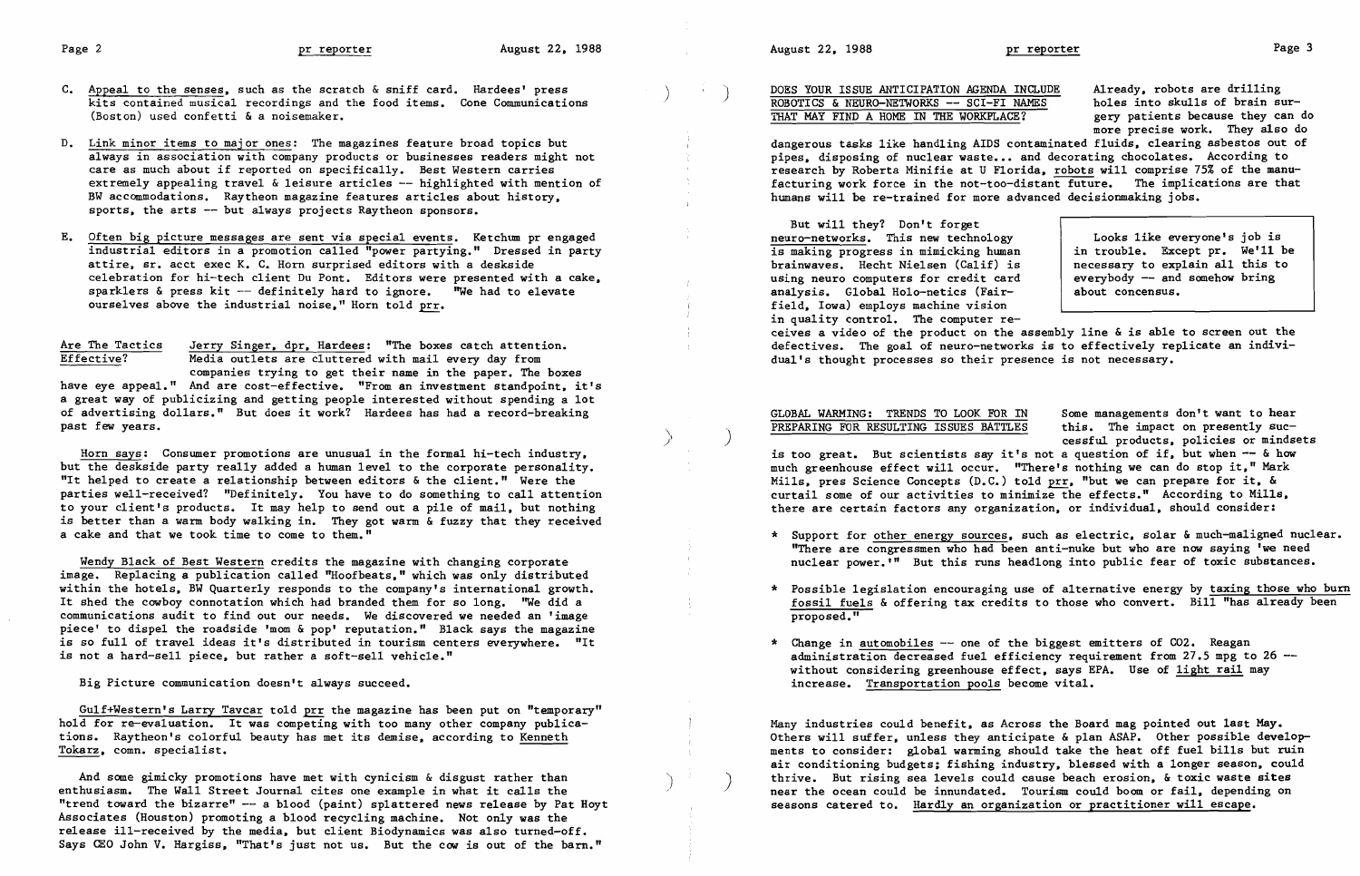C. Appeal to the senses, such as the scratch & sniff card. Hardees' press kits contained musical recordings and the food items. Cone Communications (Boston) used confetti & a noisemaker.

D. Link minor items to major ones: The magazines feature broad topics but always in association with company products or businesses readers might not care as much about if reported on specifically. Best Western carries extremely appealing travel & leisure articles -- highlighted with mention of BW accommodations. Raytheon magazine features articles about history, sports, the arts -- but always projects Raytheon sponsors.

E. Often big picture messages are sent via special events. Ketchum pr engaged industrial editors in a promotion called "power partying." Dressed in party attire, sr. acct exec K. C. Horn surprised editors with a deskside celebration for hi-tech client Du Pont. Editors were presented with a cake, sparklers & press kit -- definitely hard to ignore. "We had to elevate ourselves above the industrial noise," Horn told prr.

**Are The Tactics Effective?** Jerry Singer, dpr, Hardees: "The boxes catch attention. Media outlets are cluttered with mail every day from companies trying to get their name in the paper. The boxes have eye appeal." And are cost-effective. "From an investment standpoint, it's a great way of publicizing and getting people interested without spending a lot of advertising dollars." But does it work? Hardees has had a record-breaking past few years.

Horn says: Consumer promotions are unusual in the formal hi-tech industry, but the deskside party really added a human level to the corporate personality. "It helped to create a relationship between editors & the client." Were the parties well-received? "Definitely. You have to do something to call attention to your client's products. It may help to send out a pile of mail, but nothing is better than a warm body walking in. They got warm & fuzzy that they received a cake and that we took time to come to them."

Wendy Black of Best Western credits the magazine with changing corporate image. Replacing a publication called "Hoofbeats," which was only distributed within the hotels, BW Quarterly responds to the company's international growth. It shed the cowboy connotation which had branded them for so long. "We did a communications audit to find out our needs. We discovered we needed an 'image piece' to dispel the roadside 'mom & pop' reputation." Black says the magazine is so full of travel ideas it's distributed in tourism centers everywhere. "It is not a hard-sell piece, but rather a soft-sell vehicle."

Big Picture communication doesn't always succeed.

Gulf+Western's Larry Tavcar told prr the magazine has been put on "temporary" hold for re-evaluation. It was competing with too many other company publications. Raytheon's colorful beauty has met its demise, according to Kenneth Tokarz, comn. specialist.

And some gimicky promotions have met with cynicism & disgust rather than enthusiasm. The Wall Street Journal cites one example in what it calls the "trend toward the bizarre" -- a blood (paint) splattered news release by Pat Hoyt Associates (Houston) promoting a blood recycling machine. Not only was the release ill-received by the media, but client Biodynamics was also turned-off. Says CEO John V. Hargiss, "That's just not us. But the cow is out of the barn."

**DOES YOUR ISSUE ANTICIPATION AGENDA INCLUDE ROBOTICS & NEURO-NETWORKS -- SCI-FI NAMES THAT MAY FIND A HOME IN THE WORKPLACE?**

Already, robots are drilling holes into skulls of brain surgery patients because they can do more precise work. They also do dangerous tasks like handling AIDS contaminated fluids, clearing asbestos out of pipes, disposing of nuclear waste... and decorating chocolates. According to research by Roberta Minifie at U Florida, robots will comprise 75% of the manufacturing work force in the not-too-distant future. The implications are that humans will be re-trained for more advanced decisionmaking jobs.

But will they? Don't forget neuro-networks. This new technology is making progress in mimicking human brainwaves. Hecht Nielsen (Calif) is using neuro computers for credit card analysis. Global Holo-netics (Fairfield, Iowa) employs machine vision in quality control. The computer receives a video of the product on the assembly line & is able to screen out the defectives. The goal of neuro-networks is to effectively replicate an individual's thought processes so their presence is not necessary.

> Looks like everyone's job is in trouble. Except pr. We'll be necessary to explain all this to everybody -- and somehow bring about concensus.

**GLOBAL WARMING: TRENDS TO LOOK FOR IN PREPARING FOR RESULTING ISSUES BATTLES**

Some managements don't want to hear this. The impact on presently successful products, policies or mindsets is too great. But scientists say it's not a question of if, but when -- & how much greenhouse effect will occur. "There's nothing we can do stop it," Mark Mills, pres Science Concepts (D.C.) told prr, "but we can prepare for it, & curtail some of our activities to minimize the effects." According to Mills, there are certain factors any organization, or individual, should consider:

* Support for other energy sources, such as electric, solar & much-maligned nuclear. "There are congressmen who had been anti-nuke but who are now saying 'we need nuclear power.'" But this runs headlong into public fear of toxic substances.
* Possible legislation encouraging use of alternative energy by taxing those who burn fossil fuels & offering tax credits to those who convert. Bill "has already been proposed."
* Change in automobiles -- one of the biggest emitters of $CO_2$. Reagan administration decreased fuel efficiency requirement from 27.5 mpg to 26 -- without considering greenhouse effect, says EPA. Use of light rail may increase. Transportation pools become vital.

Many industries could benefit, as Across the Board mag pointed out last May. Others will suffer, unless they anticipate & plan ASAP. Other possible developments to consider: global warming should take the heat off fuel bills but ruin air conditioning budgets; fishing industry, blessed with a longer season, could thrive. But rising sea levels could cause beach erosion, & toxic waste sites near the ocean could be inundated. Tourism could boom or fail, depending on seasons catered to. Hardly an organization or practitioner will escape.